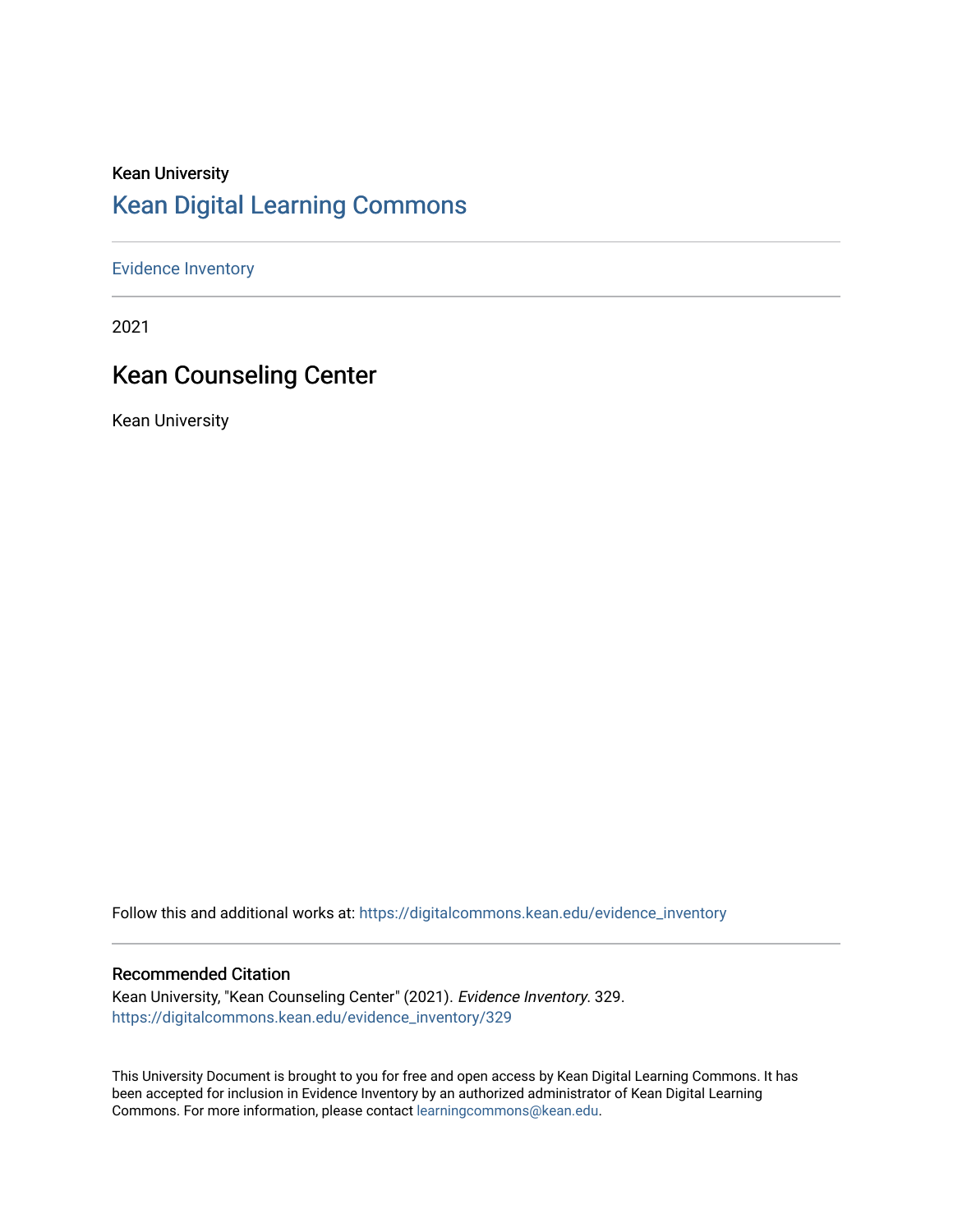Kean University

# Kean Digital Learning Commons

Evidence Inventory

2021

## Kean Counseling Center

Kean University

Follow this and additional works at: https://digitalcommons.kean.edu/evidence_inventory

### Recommended Citation

Kean University, "Kean Counseling Center" (2021). *Evidence Inventory*. 329.
https://digitalcommons.kean.edu/evidence_inventory/329

This University Document is brought to you for free and open access by Kean Digital Learning Commons. It has been accepted for inclusion in Evidence Inventory by an authorized administrator of Kean Digital Learning Commons. For more information, please contact learningcommons@kean.edu.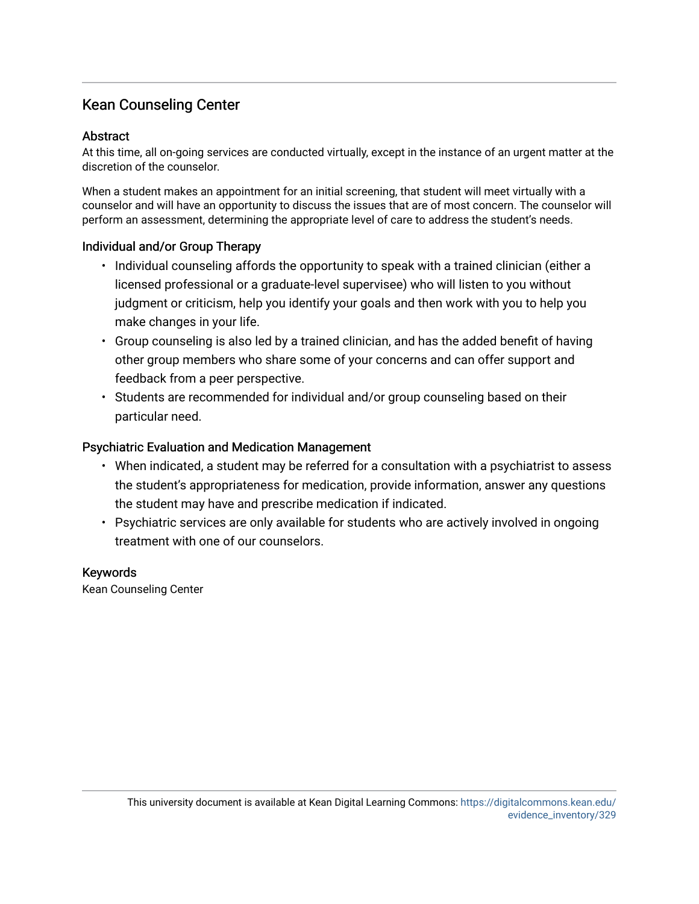## Kean Counseling Center

### Abstract

At this time, all on-going services are conducted virtually, except in the instance of an urgent matter at the discretion of the counselor.

When a student makes an appointment for an initial screening, that student will meet virtually with a counselor and will have an opportunity to discuss the issues that are of most concern. The counselor will perform an assessment, determining the appropriate level of care to address the student's needs.

### Individual and/or Group Therapy

- Individual counseling affords the opportunity to speak with a trained clinician (either a licensed professional or a graduate-level supervisee) who will listen to you without judgment or criticism, help you identify your goals and then work with you to help you make changes in your life.
- Group counseling is also led by a trained clinician, and has the added benefit of having other group members who share some of your concerns and can offer support and feedback from a peer perspective.
- Students are recommended for individual and/or group counseling based on their particular need.

### Psychiatric Evaluation and Medication Management

- When indicated, a student may be referred for a consultation with a psychiatrist to assess the student's appropriateness for medication, provide information, answer any questions the student may have and prescribe medication if indicated.
- Psychiatric services are only available for students who are actively involved in ongoing treatment with one of our counselors.

### Keywords

Kean Counseling Center

This university document is available at Kean Digital Learning Commons: https://digitalcommons.kean.edu/evidence_inventory/329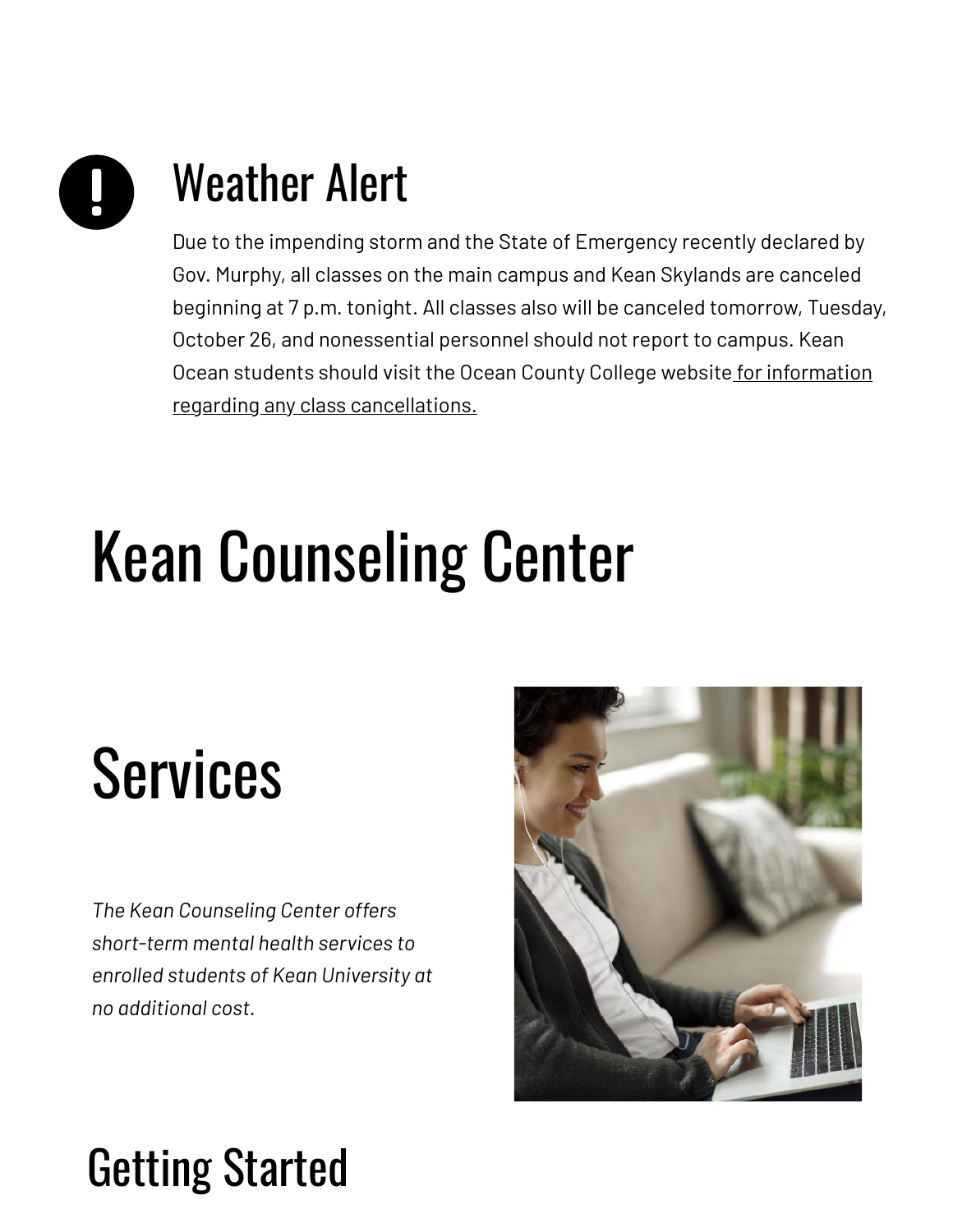## Weather Alert

Due to the impending storm and the State of Emergency recently declared by Gov. Murphy, all classes on the main campus and Kean Skylands are canceled beginning at 7 p.m. tonight. All classes also will be canceled tomorrow, Tuesday, October 26, and nonessential personnel should not report to campus. Kean Ocean students should visit the Ocean County College website for information regarding any class cancellations.

# Kean Counseling Center

## Services

*The Kean Counseling Center offers short-term mental health services to enrolled students of Kean University at no additional cost.*

## Getting Started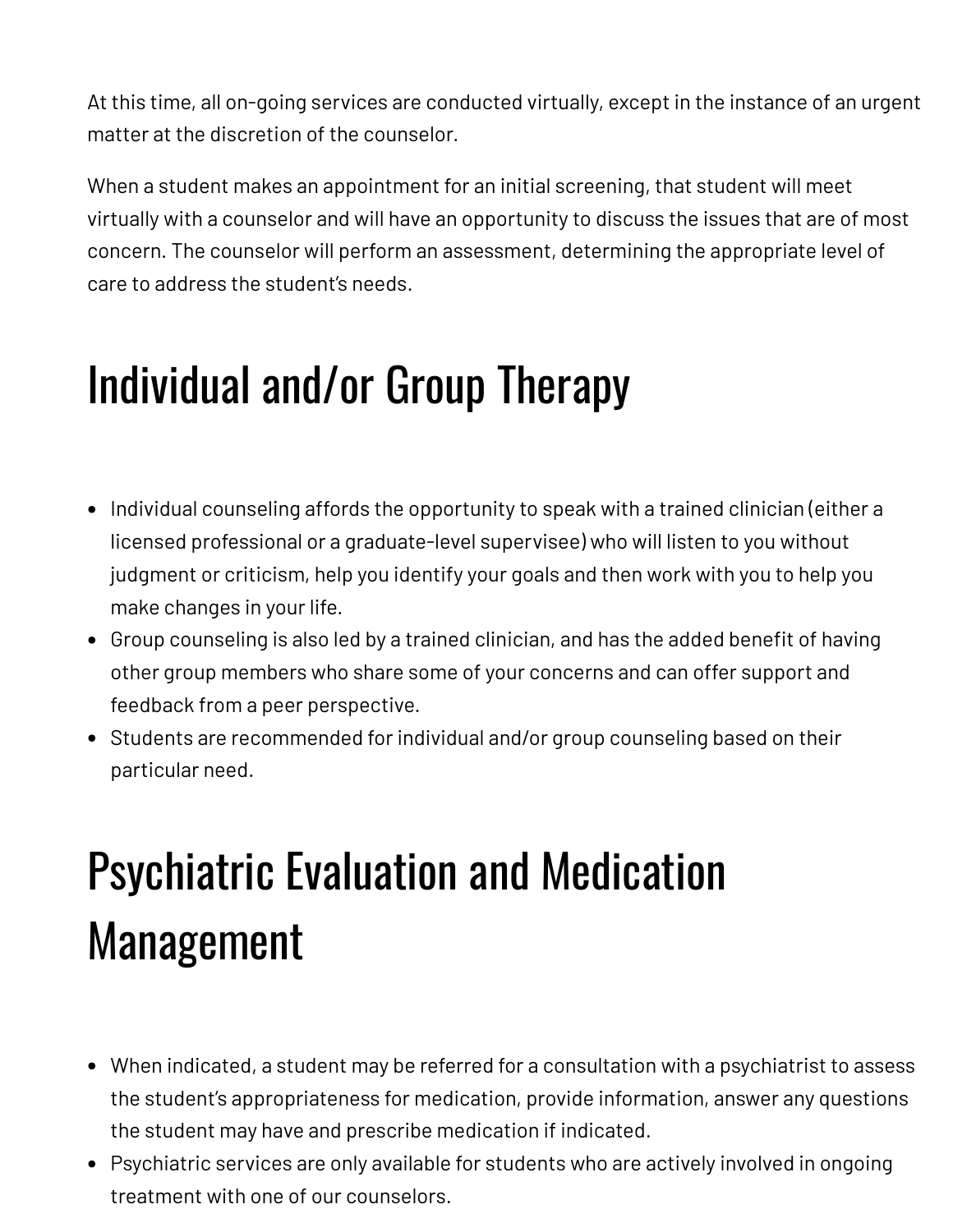At this time, all on-going services are conducted virtually, except in the instance of an urgent matter at the discretion of the counselor.

When a student makes an appointment for an initial screening, that student will meet virtually with a counselor and will have an opportunity to discuss the issues that are of most concern. The counselor will perform an assessment, determining the appropriate level of care to address the student's needs.

# Individual and/or Group Therapy

- Individual counseling affords the opportunity to speak with a trained clinician (either a licensed professional or a graduate-level supervisee) who will listen to you without judgment or criticism, help you identify your goals and then work with you to help you make changes in your life.
- Group counseling is also led by a trained clinician, and has the added benefit of having other group members who share some of your concerns and can offer support and feedback from a peer perspective.
- Students are recommended for individual and/or group counseling based on their particular need.

# Psychiatric Evaluation and Medication Management

- When indicated, a student may be referred for a consultation with a psychiatrist to assess the student's appropriateness for medication, provide information, answer any questions the student may have and prescribe medication if indicated.
- Psychiatric services are only available for students who are actively involved in ongoing treatment with one of our counselors.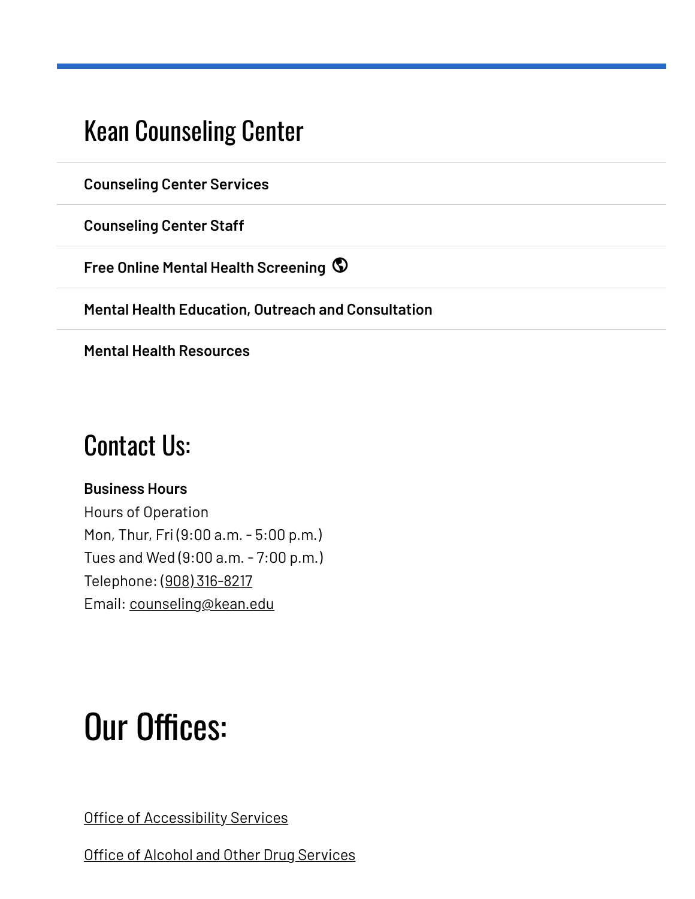## Kean Counseling Center

**Counseling Center Services**

**Counseling Center Staff**

**Free Online Mental Health Screening**

**Mental Health Education, Outreach and Consultation**

**Mental Health Resources**

## Contact Us:

**Business Hours**
Hours of Operation
Mon, Thur, Fri (9:00 a.m. - 5:00 p.m.)
Tues and Wed (9:00 a.m. - 7:00 p.m.)
Telephone: (908) 316-8217
Email: counseling@kean.edu

# Our Offices:

Office of Accessibility Services

Office of Alcohol and Other Drug Services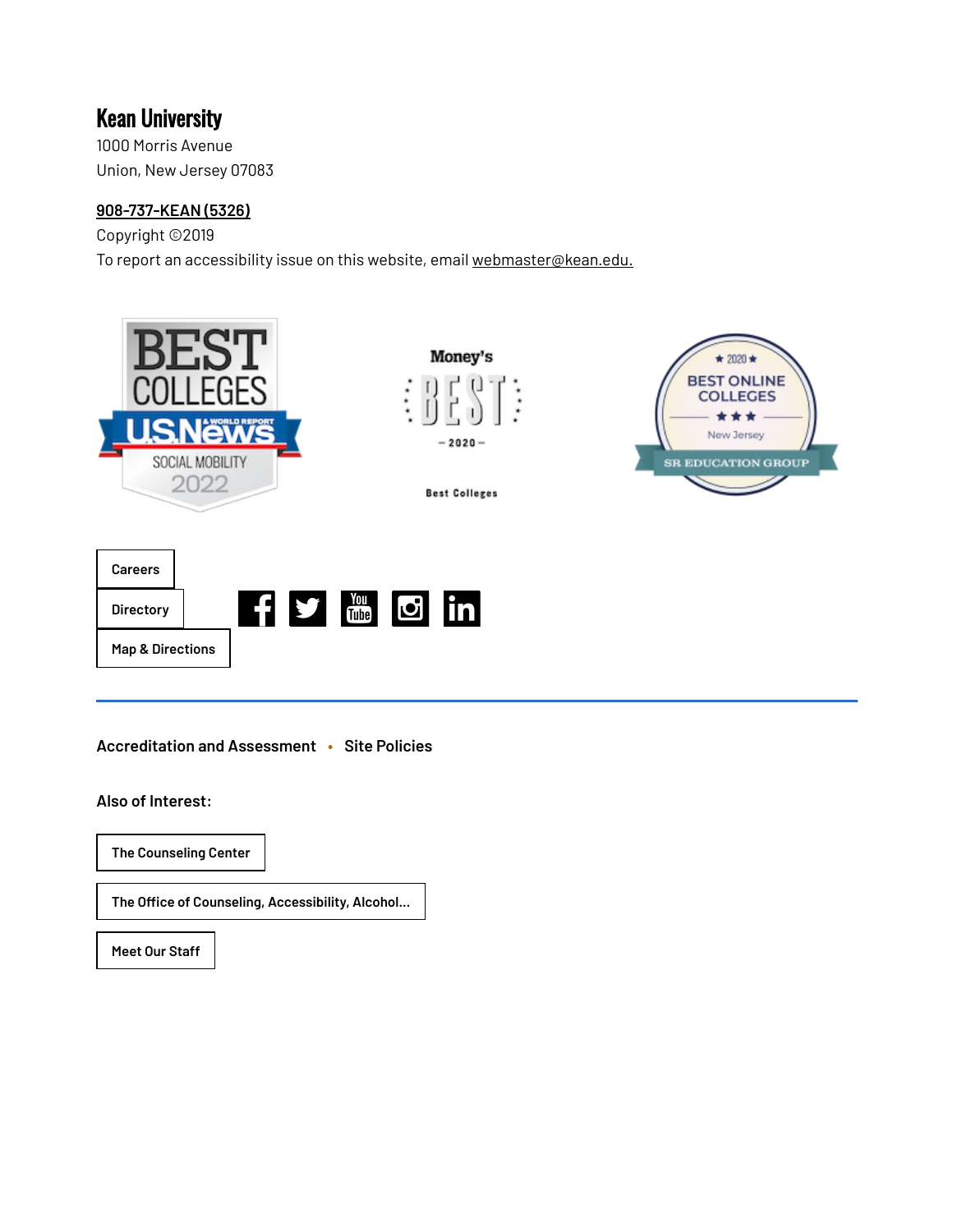## Kean University

1000 Morris Avenue
Union, New Jersey 07083

908-737-KEAN (5326)
Copyright ©2019
To report an accessibility issue on this website, email webmaster@kean.edu.

BEST COLLEGES
U.S.News & WORLD REPORT
SOCIAL MOBILITY
2022

Money's
BEST
2020
Best Colleges

2020
BEST ONLINE COLLEGES
New Jersey
SR EDUCATION GROUP

Careers

Directory

Map & Directions

Accreditation and Assessment • Site Policies

**Also of Interest:**

The Counseling Center

The Office of Counseling, Accessibility, Alcohol...

Meet Our Staff